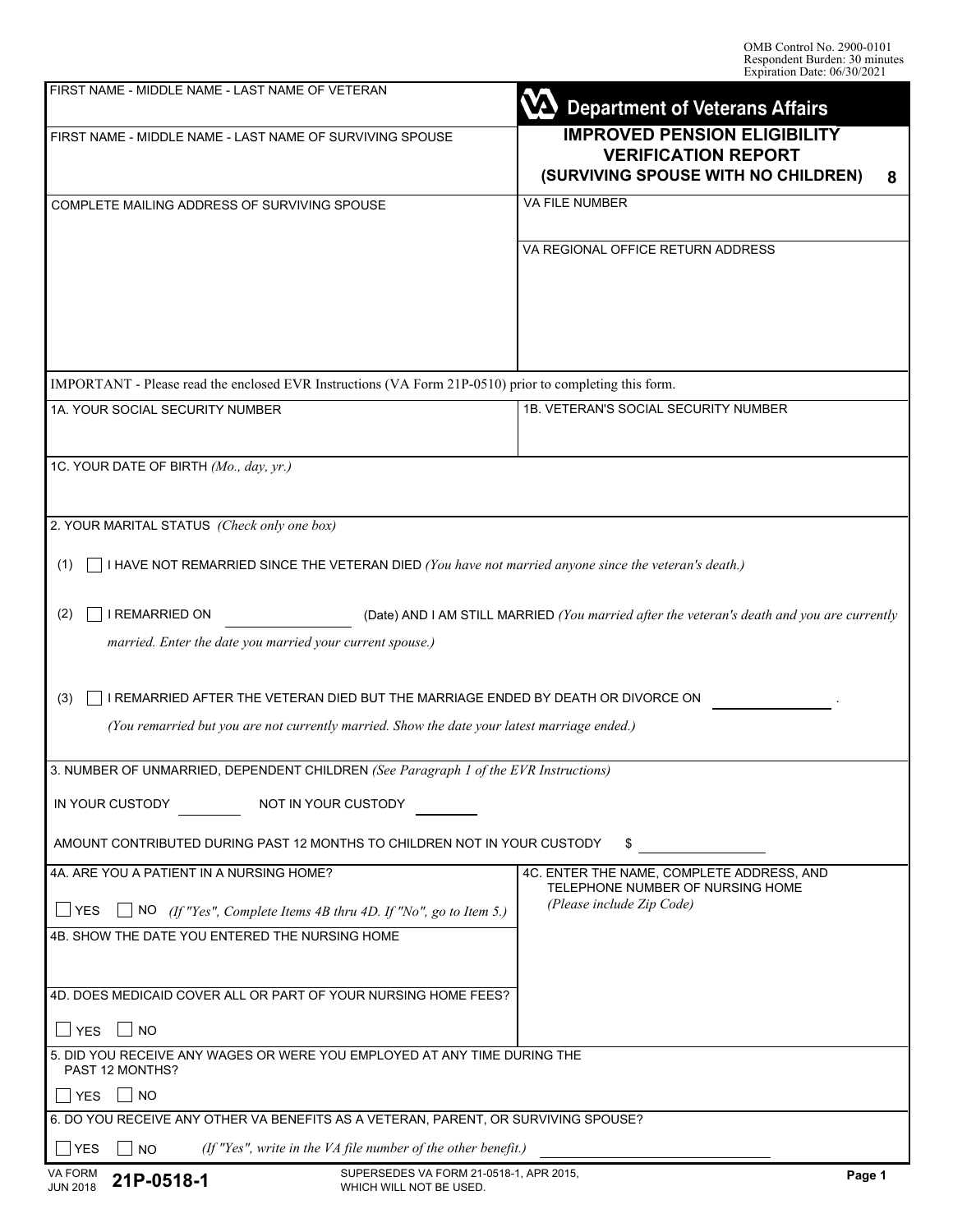OMB Control No. 2900-0101
Respondent Burden: 30 minutes
Expiration Date: 06/30/2021

**Department of Veterans Affairs**

# IMPROVED PENSION ELIGIBILITY VERIFICATION REPORT (SURVIVING SPOUSE WITH NO CHILDREN) 8

FIRST NAME - MIDDLE NAME - LAST NAME OF VETERAN

FIRST NAME - MIDDLE NAME - LAST NAME OF SURVIVING SPOUSE

COMPLETE MAILING ADDRESS OF SURVIVING SPOUSE

VA FILE NUMBER

VA REGIONAL OFFICE RETURN ADDRESS

IMPORTANT - Please read the enclosed EVR Instructions (VA Form 21P-0510) prior to completing this form.

1A. YOUR SOCIAL SECURITY NUMBER

1B. VETERAN'S SOCIAL SECURITY NUMBER

1C. YOUR DATE OF BIRTH *(Mo., day, yr.)*

2. YOUR MARITAL STATUS *(Check only one box)*

(1) ☐ I HAVE NOT REMARRIED SINCE THE VETERAN DIED *(You have not married anyone since the veteran's death.)*

(2) ☐ I REMARRIED ON __________ (Date) AND I AM STILL MARRIED *(You married after the veteran's death and you are currently married. Enter the date you married your current spouse.)*

(3) ☐ I REMARRIED AFTER THE VETERAN DIED BUT THE MARRIAGE ENDED BY DEATH OR DIVORCE ON __________ .
*(You remarried but you are not currently married. Show the date your latest marriage ended.)*

3. NUMBER OF UNMARRIED, DEPENDENT CHILDREN *(See Paragraph 1 of the EVR Instructions)*

IN YOUR CUSTODY ________ NOT IN YOUR CUSTODY ________

AMOUNT CONTRIBUTED DURING PAST 12 MONTHS TO CHILDREN NOT IN YOUR CUSTODY $ __________

4A. ARE YOU A PATIENT IN A NURSING HOME?

☐ YES ☐ NO *(If "Yes", Complete Items 4B thru 4D. If "No", go to Item 5.)*

4B. SHOW THE DATE YOU ENTERED THE NURSING HOME

4C. ENTER THE NAME, COMPLETE ADDRESS, AND TELEPHONE NUMBER OF NURSING HOME *(Please include Zip Code)*

4D. DOES MEDICAID COVER ALL OR PART OF YOUR NURSING HOME FEES?

☐ YES ☐ NO

5. DID YOU RECEIVE ANY WAGES OR WERE YOU EMPLOYED AT ANY TIME DURING THE PAST 12 MONTHS?

☐ YES ☐ NO

6. DO YOU RECEIVE ANY OTHER VA BENEFITS AS A VETERAN, PARENT, OR SURVIVING SPOUSE?

☐ YES ☐ NO *(If "Yes", write in the VA file number of the other benefit.)* __________

VA FORM JUN 2018 **21P-0518-1** SUPERSEDES VA FORM 21-0518-1, APR 2015, WHICH WILL NOT BE USED.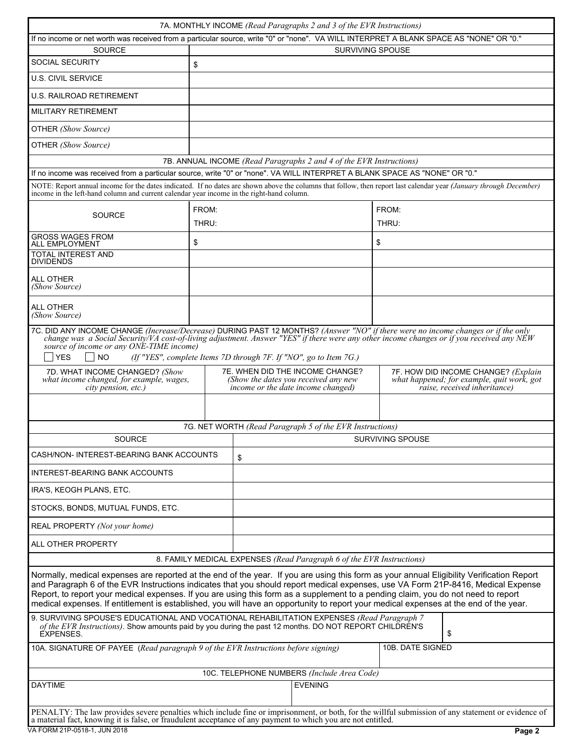## 7A. MONTHLY INCOME *(Read Paragraphs 2 and 3 of the EVR Instructions)*

If no income or net worth was received from a particular source, write "0" or "none". VA WILL INTERPRET A BLANK SPACE AS "NONE" OR "0."

| SOURCE | SURVIVING SPOUSE |
|---|---|
| SOCIAL SECURITY | $ |
| U.S. CIVIL SERVICE | |
| U.S. RAILROAD RETIREMENT | |
| MILITARY RETIREMENT | |
| OTHER *(Show Source)* | |
| OTHER *(Show Source)* | |

## 7B. ANNUAL INCOME *(Read Paragraphs 2 and 4 of the EVR Instructions)*

If no income was received from a particular source, write "0" or "none". VA WILL INTERPRET A BLANK SPACE AS "NONE" OR "0."

NOTE: Report annual income for the dates indicated. If no dates are shown above the columns that follow, then report last calendar year *(January through December)* income in the left-hand column and current calendar year income in the right-hand column.

| SOURCE | FROM: THRU: | FROM: THRU: |
|---|---|---|
| GROSS WAGES FROM ALL EMPLOYMENT | $ | $ |
| TOTAL INTEREST AND DIVIDENDS | | |
| ALL OTHER *(Show Source)* | | |
| ALL OTHER *(Show Source)* | | |

7C. DID ANY INCOME CHANGE *(Increase/Decrease)* DURING PAST 12 MONTHS? *(Answer "NO" if there were no income changes or if the only change was a Social Security/VA cost-of-living adjustment. Answer "YES" if there were any other income changes or if you received any NEW source of income or any ONE-TIME income)*

☐ YES ☐ NO *(If "YES", complete Items 7D through 7F. If "NO", go to Item 7G.)*

| 7D. WHAT INCOME CHANGED? *(Show what income changed, for example, wages, city pension, etc.)* | 7E. WHEN DID THE INCOME CHANGE? *(Show the dates you received any new income or the date income changed)* | 7F. HOW DID INCOME CHANGE? *(Explain what happened; for example, quit work, got raise, received inheritance)* |
|---|---|---|
| | | |

## 7G. NET WORTH *(Read Paragraph 5 of the EVR Instructions)*

| SOURCE | SURVIVING SPOUSE |
|---|---|
| CASH/NON- INTEREST-BEARING BANK ACCOUNTS | $ |
| INTEREST-BEARING BANK ACCOUNTS | |
| IRA'S, KEOGH PLANS, ETC. | |
| STOCKS, BONDS, MUTUAL FUNDS, ETC. | |
| REAL PROPERTY *(Not your home)* | |
| ALL OTHER PROPERTY | |

## 8. FAMILY MEDICAL EXPENSES *(Read Paragraph 6 of the EVR Instructions)*

Normally, medical expenses are reported at the end of the year. If you are using this form as your annual Eligibility Verification Report and Paragraph 6 of the EVR Instructions indicates that you should report medical expenses, use VA Form 21P-8416, Medical Expense Report, to report your medical expenses. If you are using this form as a supplement to a pending claim, you do not need to report medical expenses. If entitlement is established, you will have an opportunity to report your medical expenses at the end of the year.

9. SURVIVING SPOUSE'S EDUCATIONAL AND VOCATIONAL REHABILITATION EXPENSES *(Read Paragraph 7 of the EVR Instructions)*. Show amounts paid by you during the past 12 months. DO NOT REPORT CHILDREN'S EXPENSES. $

| 10A. SIGNATURE OF PAYEE *(Read paragraph 9 of the EVR Instructions before signing)* | 10B. DATE SIGNED |
|---|---|
| | |

10C. TELEPHONE NUMBERS *(Include Area Code)*

| DAYTIME | EVENING |
|---|---|
| | |

PENALTY: The law provides severe penalties which include fine or imprisonment, or both, for the willful submission of any statement or evidence of a material fact, knowing it is false, or fraudulent acceptance of any payment to which you are not entitled.

VA FORM 21P-0518-1, JUN 2018